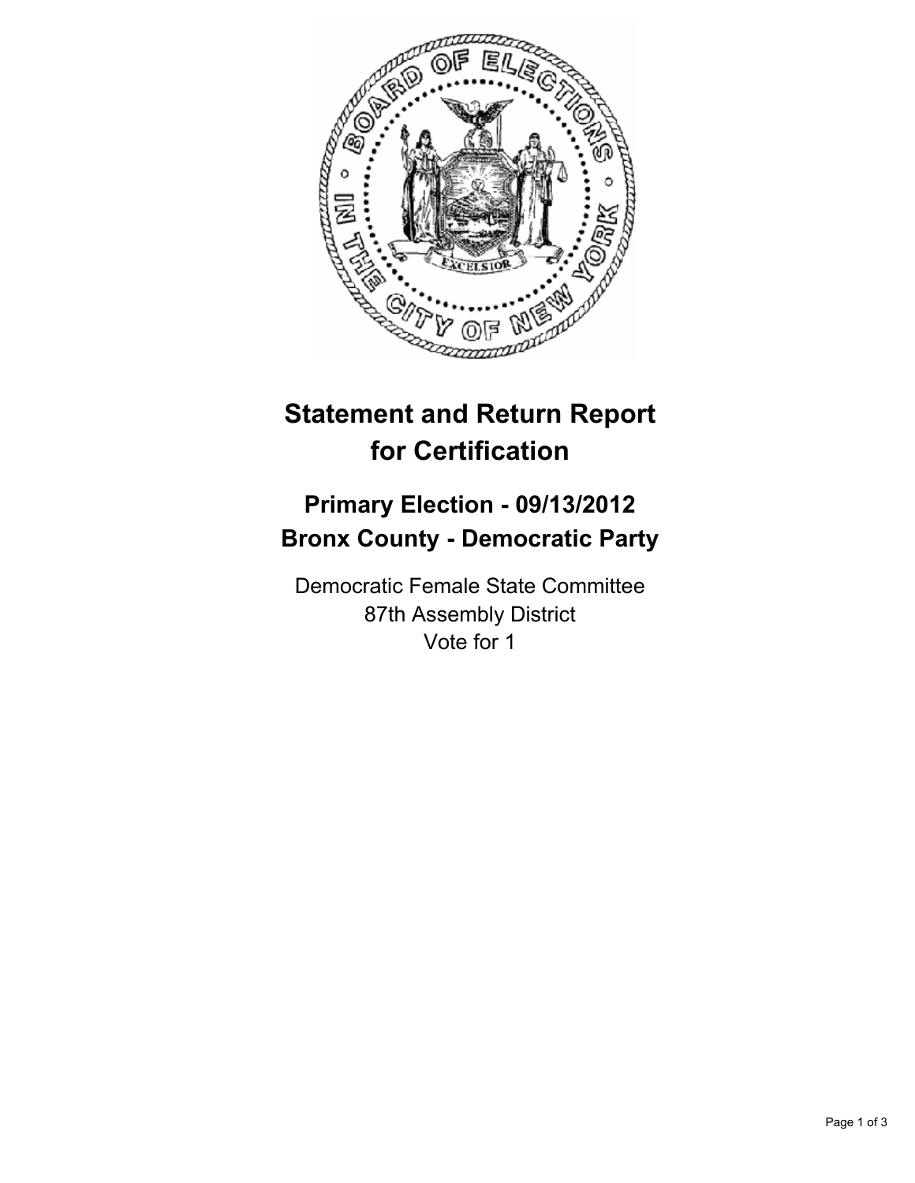# Statement and Return Report for Certification

## Primary Election - 09/13/2012
## Bronx County - Democratic Party

Democratic Female State Committee
87th Assembly District
Vote for 1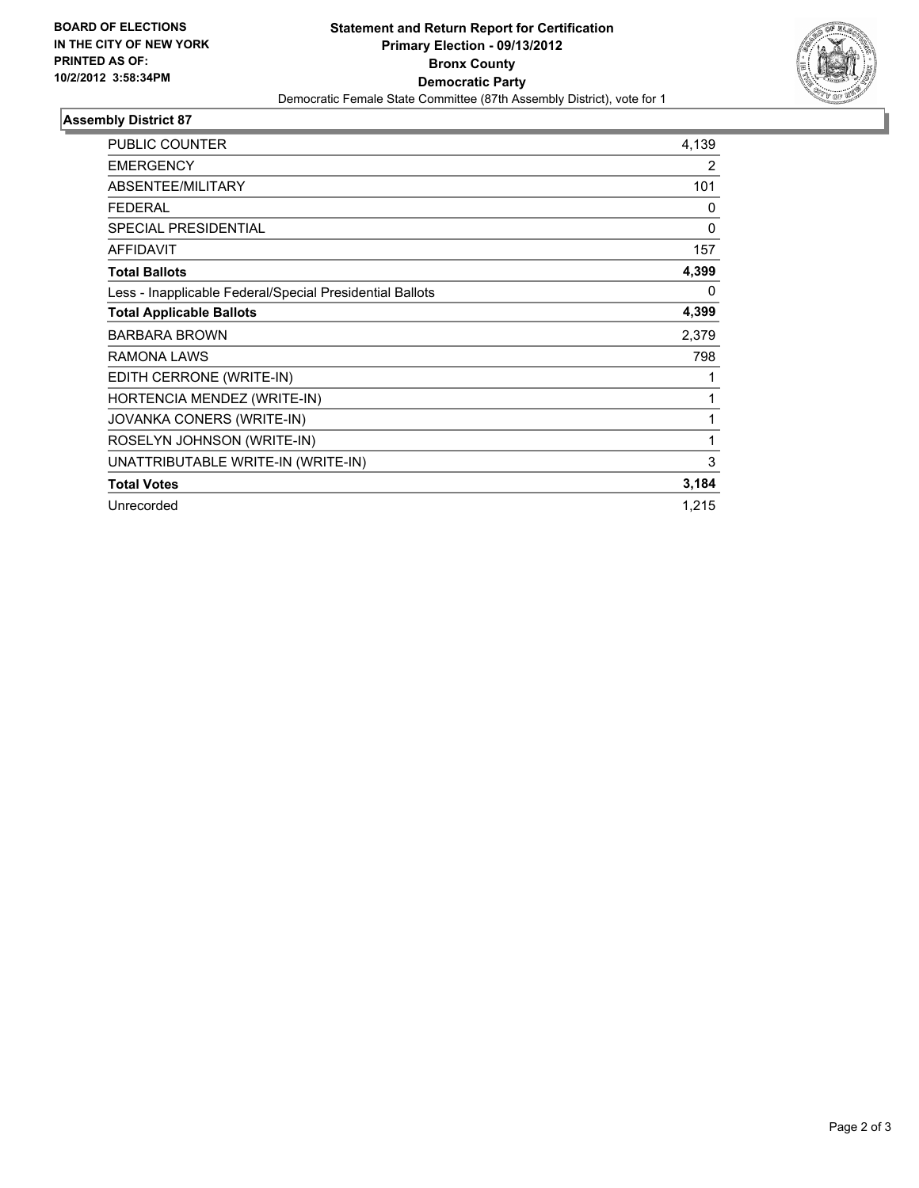**BOARD OF ELECTIONS IN THE CITY OF NEW YORK PRINTED AS OF: 10/2/2012 3:58:34PM**

# Statement and Return Report for Certification
## Primary Election - 09/13/2012
## Bronx County
## Democratic Party

Democratic Female State Committee (87th Assembly District), vote for 1

### Assembly District 87

| | |
|---|---|
| PUBLIC COUNTER | 4,139 |
| EMERGENCY | 2 |
| ABSENTEE/MILITARY | 101 |
| FEDERAL | 0 |
| SPECIAL PRESIDENTIAL | 0 |
| AFFIDAVIT | 157 |
| **Total Ballots** | **4,399** |
| Less - Inapplicable Federal/Special Presidential Ballots | 0 |
| **Total Applicable Ballots** | **4,399** |
| BARBARA BROWN | 2,379 |
| RAMONA LAWS | 798 |
| EDITH CERRONE (WRITE-IN) | 1 |
| HORTENCIA MENDEZ (WRITE-IN) | 1 |
| JOVANKA CONERS (WRITE-IN) | 1 |
| ROSELYN JOHNSON (WRITE-IN) | 1 |
| UNATTRIBUTABLE WRITE-IN (WRITE-IN) | 3 |
| **Total Votes** | **3,184** |
| Unrecorded | 1,215 |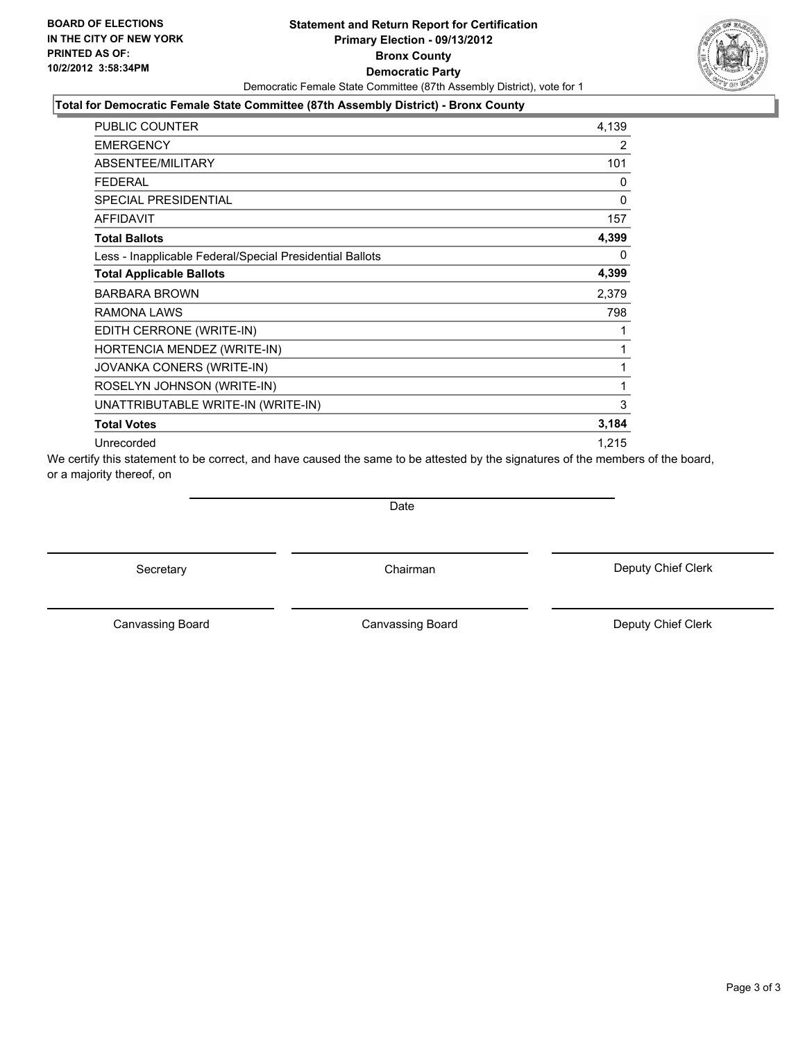**BOARD OF ELECTIONS**
**IN THE CITY OF NEW YORK**
**PRINTED AS OF:**
**10/2/2012 3:58:34PM**

# Statement and Return Report for Certification
## Primary Election - 09/13/2012
## Bronx County
## Democratic Party

Democratic Female State Committee (87th Assembly District), vote for 1

### Total for Democratic Female State Committee (87th Assembly District) - Bronx County

| | |
|---|---|
| PUBLIC COUNTER | 4,139 |
| EMERGENCY | 2 |
| ABSENTEE/MILITARY | 101 |
| FEDERAL | 0 |
| SPECIAL PRESIDENTIAL | 0 |
| AFFIDAVIT | 157 |
| **Total Ballots** | **4,399** |
| Less - Inapplicable Federal/Special Presidential Ballots | 0 |
| **Total Applicable Ballots** | **4,399** |
| BARBARA BROWN | 2,379 |
| RAMONA LAWS | 798 |
| EDITH CERRONE (WRITE-IN) | 1 |
| HORTENCIA MENDEZ (WRITE-IN) | 1 |
| JOVANKA CONERS (WRITE-IN) | 1 |
| ROSELYN JOHNSON (WRITE-IN) | 1 |
| UNATTRIBUTABLE WRITE-IN (WRITE-IN) | 3 |
| **Total Votes** | **3,184** |
| Unrecorded | 1,215 |

We certify this statement to be correct, and have caused the same to be attested by the signatures of the members of the board, or a majority thereof, on

Date

Secretary | Chairman | Deputy Chief Clerk

Canvassing Board | Canvassing Board | Deputy Chief Clerk